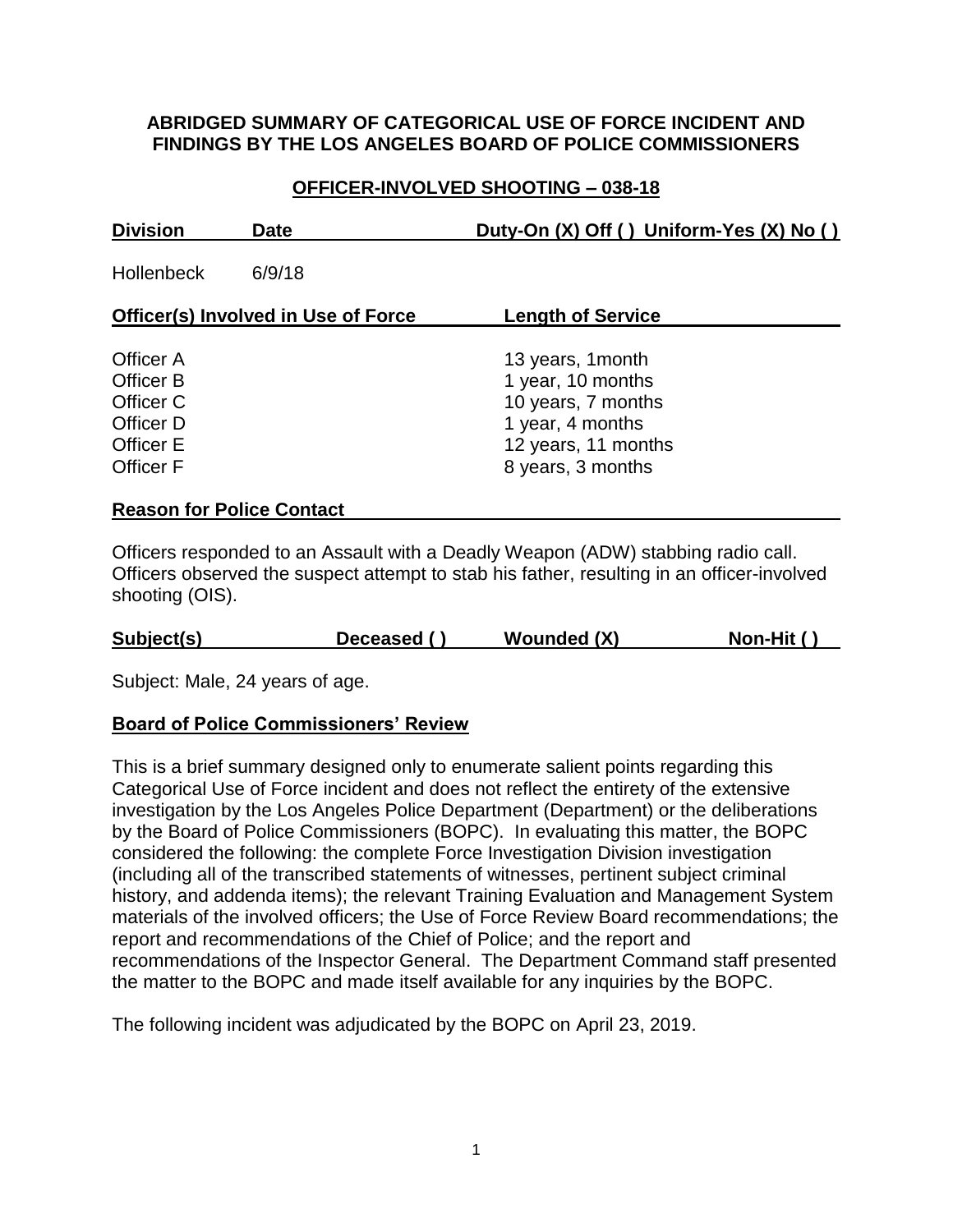**ABRIDGED SUMMARY OF CATEGORICAL USE OF FORCE INCIDENT AND FINDINGS BY THE LOS ANGELES BOARD OF POLICE COMMISSIONERS**

**OFFICER-INVOLVED SHOOTING – 038-18**

| **Division** | **Date** | **Duty-On (X) Off ( ) Uniform-Yes (X) No ( )** |
|---|---|---|
| Hollenbeck | 6/9/18 | |

| **Officer(s) Involved in Use of Force** | **Length of Service** |
|---|---|
| Officer A | 13 years, 1month |
| Officer B | 1 year, 10 months |
| Officer C | 10 years, 7 months |
| Officer D | 1 year, 4 months |
| Officer E | 12 years, 11 months |
| Officer F | 8 years, 3 months |

**Reason for Police Contact**

Officers responded to an Assault with a Deadly Weapon (ADW) stabbing radio call. Officers observed the suspect attempt to stab his father, resulting in an officer-involved shooting (OIS).

| **Subject(s)** | **Deceased ( )** | **Wounded (X)** | **Non-Hit ( )** |
|---|---|---|---|

Subject: Male, 24 years of age.

**Board of Police Commissioners' Review**

This is a brief summary designed only to enumerate salient points regarding this Categorical Use of Force incident and does not reflect the entirety of the extensive investigation by the Los Angeles Police Department (Department) or the deliberations by the Board of Police Commissioners (BOPC). In evaluating this matter, the BOPC considered the following: the complete Force Investigation Division investigation (including all of the transcribed statements of witnesses, pertinent subject criminal history, and addenda items); the relevant Training Evaluation and Management System materials of the involved officers; the Use of Force Review Board recommendations; the report and recommendations of the Chief of Police; and the report and recommendations of the Inspector General. The Department Command staff presented the matter to the BOPC and made itself available for any inquiries by the BOPC.

The following incident was adjudicated by the BOPC on April 23, 2019.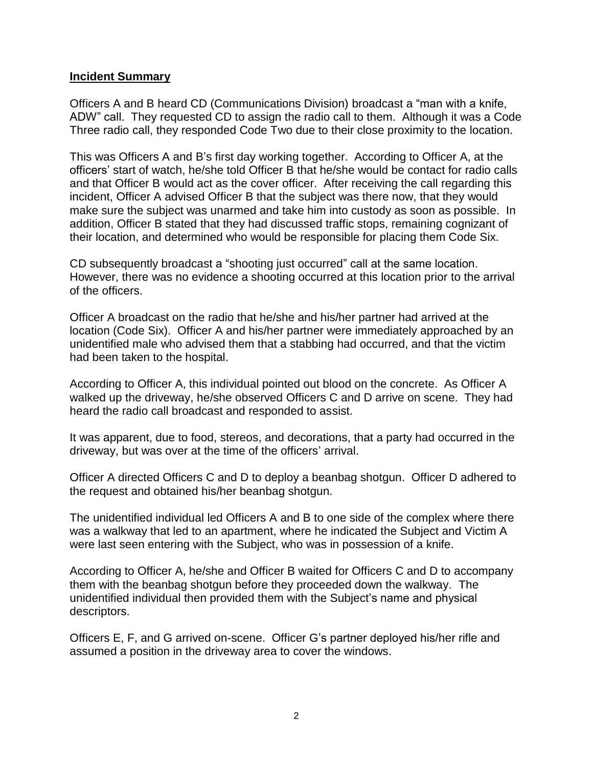**Incident Summary**

Officers A and B heard CD (Communications Division) broadcast a "man with a knife, ADW" call. They requested CD to assign the radio call to them. Although it was a Code Three radio call, they responded Code Two due to their close proximity to the location.

This was Officers A and B's first day working together. According to Officer A, at the officers' start of watch, he/she told Officer B that he/she would be contact for radio calls and that Officer B would act as the cover officer. After receiving the call regarding this incident, Officer A advised Officer B that the subject was there now, that they would make sure the subject was unarmed and take him into custody as soon as possible. In addition, Officer B stated that they had discussed traffic stops, remaining cognizant of their location, and determined who would be responsible for placing them Code Six.

CD subsequently broadcast a "shooting just occurred" call at the same location. However, there was no evidence a shooting occurred at this location prior to the arrival of the officers.

Officer A broadcast on the radio that he/she and his/her partner had arrived at the location (Code Six). Officer A and his/her partner were immediately approached by an unidentified male who advised them that a stabbing had occurred, and that the victim had been taken to the hospital.

According to Officer A, this individual pointed out blood on the concrete. As Officer A walked up the driveway, he/she observed Officers C and D arrive on scene. They had heard the radio call broadcast and responded to assist.

It was apparent, due to food, stereos, and decorations, that a party had occurred in the driveway, but was over at the time of the officers' arrival.

Officer A directed Officers C and D to deploy a beanbag shotgun. Officer D adhered to the request and obtained his/her beanbag shotgun.

The unidentified individual led Officers A and B to one side of the complex where there was a walkway that led to an apartment, where he indicated the Subject and Victim A were last seen entering with the Subject, who was in possession of a knife.

According to Officer A, he/she and Officer B waited for Officers C and D to accompany them with the beanbag shotgun before they proceeded down the walkway. The unidentified individual then provided them with the Subject's name and physical descriptors.

Officers E, F, and G arrived on-scene. Officer G's partner deployed his/her rifle and assumed a position in the driveway area to cover the windows.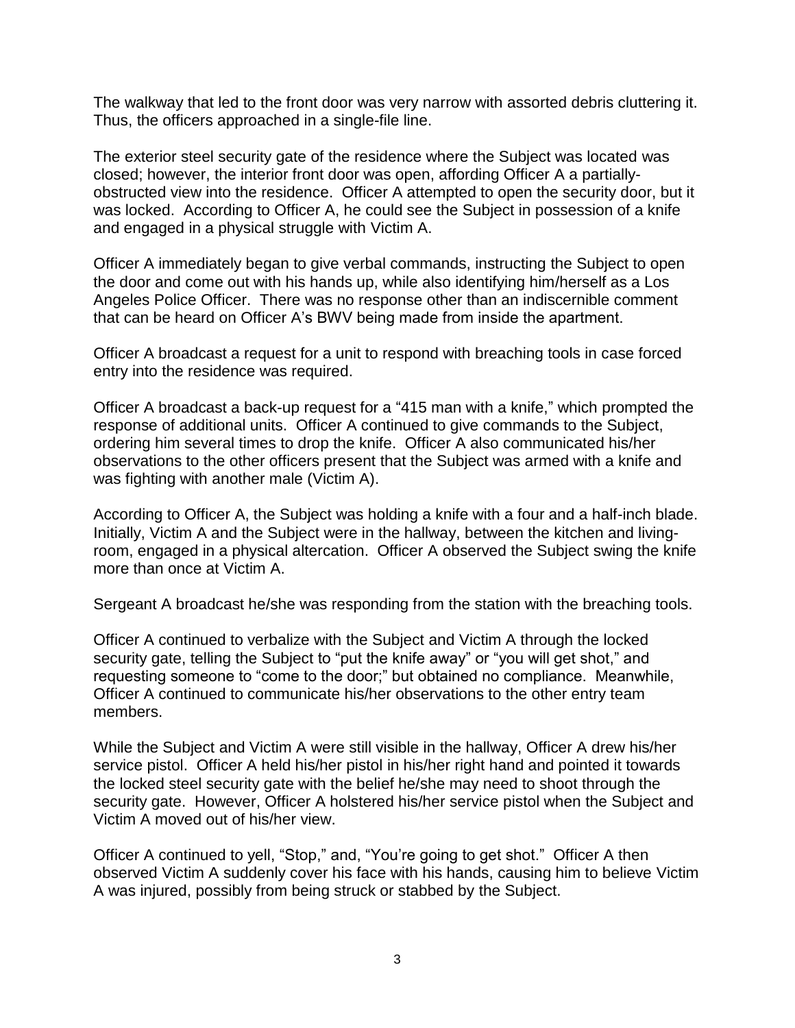The walkway that led to the front door was very narrow with assorted debris cluttering it. Thus, the officers approached in a single-file line.

The exterior steel security gate of the residence where the Subject was located was closed; however, the interior front door was open, affording Officer A a partially-obstructed view into the residence. Officer A attempted to open the security door, but it was locked. According to Officer A, he could see the Subject in possession of a knife and engaged in a physical struggle with Victim A.

Officer A immediately began to give verbal commands, instructing the Subject to open the door and come out with his hands up, while also identifying him/herself as a Los Angeles Police Officer. There was no response other than an indiscernible comment that can be heard on Officer A's BWV being made from inside the apartment.

Officer A broadcast a request for a unit to respond with breaching tools in case forced entry into the residence was required.

Officer A broadcast a back-up request for a "415 man with a knife," which prompted the response of additional units. Officer A continued to give commands to the Subject, ordering him several times to drop the knife. Officer A also communicated his/her observations to the other officers present that the Subject was armed with a knife and was fighting with another male (Victim A).

According to Officer A, the Subject was holding a knife with a four and a half-inch blade. Initially, Victim A and the Subject were in the hallway, between the kitchen and living-room, engaged in a physical altercation. Officer A observed the Subject swing the knife more than once at Victim A.

Sergeant A broadcast he/she was responding from the station with the breaching tools.

Officer A continued to verbalize with the Subject and Victim A through the locked security gate, telling the Subject to "put the knife away" or "you will get shot," and requesting someone to "come to the door;" but obtained no compliance. Meanwhile, Officer A continued to communicate his/her observations to the other entry team members.

While the Subject and Victim A were still visible in the hallway, Officer A drew his/her service pistol. Officer A held his/her pistol in his/her right hand and pointed it towards the locked steel security gate with the belief he/she may need to shoot through the security gate. However, Officer A holstered his/her service pistol when the Subject and Victim A moved out of his/her view.

Officer A continued to yell, "Stop," and, "You're going to get shot." Officer A then observed Victim A suddenly cover his face with his hands, causing him to believe Victim A was injured, possibly from being struck or stabbed by the Subject.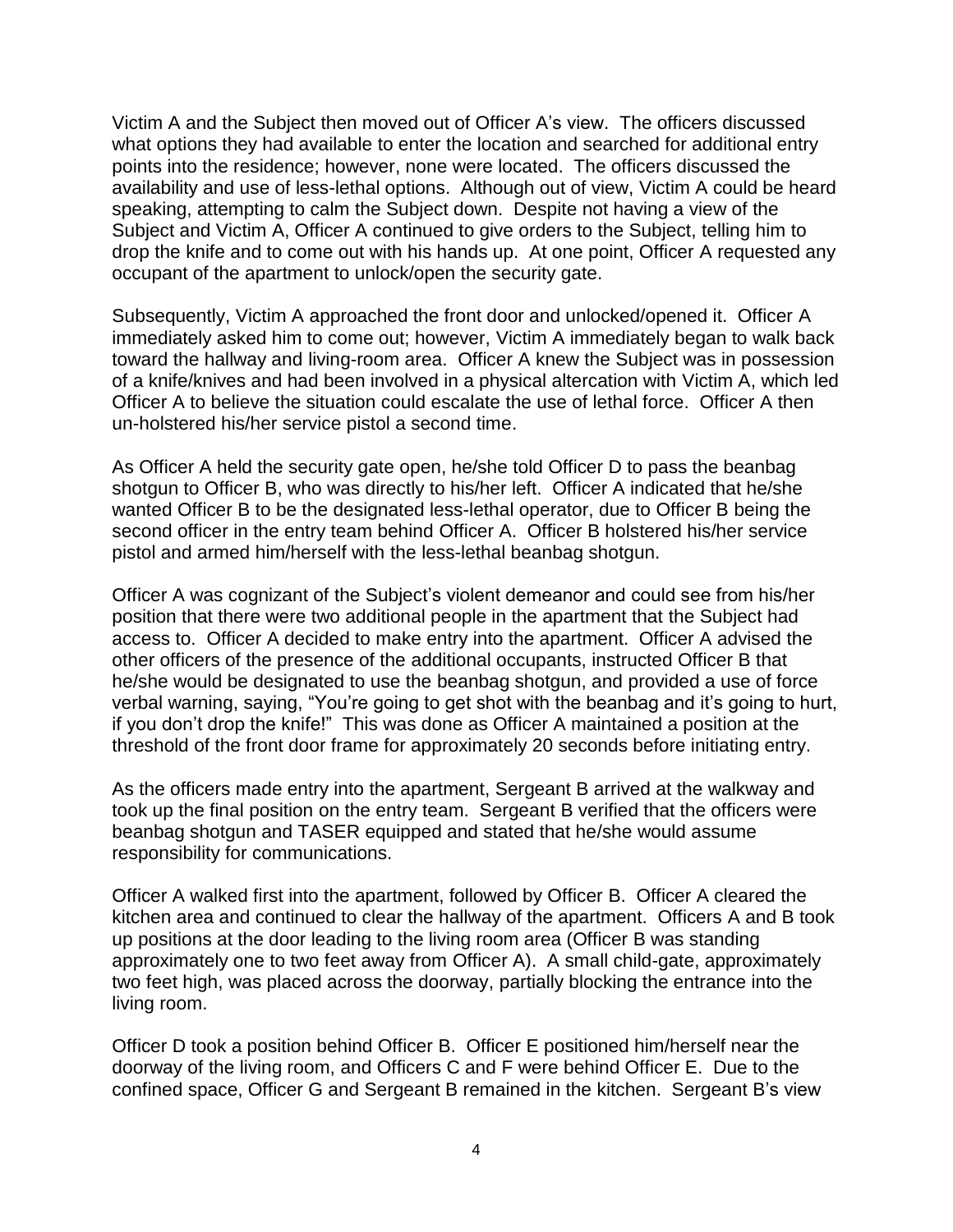Victim A and the Subject then moved out of Officer A's view. The officers discussed what options they had available to enter the location and searched for additional entry points into the residence; however, none were located. The officers discussed the availability and use of less-lethal options. Although out of view, Victim A could be heard speaking, attempting to calm the Subject down. Despite not having a view of the Subject and Victim A, Officer A continued to give orders to the Subject, telling him to drop the knife and to come out with his hands up. At one point, Officer A requested any occupant of the apartment to unlock/open the security gate.

Subsequently, Victim A approached the front door and unlocked/opened it. Officer A immediately asked him to come out; however, Victim A immediately began to walk back toward the hallway and living-room area. Officer A knew the Subject was in possession of a knife/knives and had been involved in a physical altercation with Victim A, which led Officer A to believe the situation could escalate the use of lethal force. Officer A then un-holstered his/her service pistol a second time.

As Officer A held the security gate open, he/she told Officer D to pass the beanbag shotgun to Officer B, who was directly to his/her left. Officer A indicated that he/she wanted Officer B to be the designated less-lethal operator, due to Officer B being the second officer in the entry team behind Officer A. Officer B holstered his/her service pistol and armed him/herself with the less-lethal beanbag shotgun.

Officer A was cognizant of the Subject's violent demeanor and could see from his/her position that there were two additional people in the apartment that the Subject had access to. Officer A decided to make entry into the apartment. Officer A advised the other officers of the presence of the additional occupants, instructed Officer B that he/she would be designated to use the beanbag shotgun, and provided a use of force verbal warning, saying, "You're going to get shot with the beanbag and it's going to hurt, if you don't drop the knife!" This was done as Officer A maintained a position at the threshold of the front door frame for approximately 20 seconds before initiating entry.

As the officers made entry into the apartment, Sergeant B arrived at the walkway and took up the final position on the entry team. Sergeant B verified that the officers were beanbag shotgun and TASER equipped and stated that he/she would assume responsibility for communications.

Officer A walked first into the apartment, followed by Officer B. Officer A cleared the kitchen area and continued to clear the hallway of the apartment. Officers A and B took up positions at the door leading to the living room area (Officer B was standing approximately one to two feet away from Officer A). A small child-gate, approximately two feet high, was placed across the doorway, partially blocking the entrance into the living room.

Officer D took a position behind Officer B. Officer E positioned him/herself near the doorway of the living room, and Officers C and F were behind Officer E. Due to the confined space, Officer G and Sergeant B remained in the kitchen. Sergeant B's view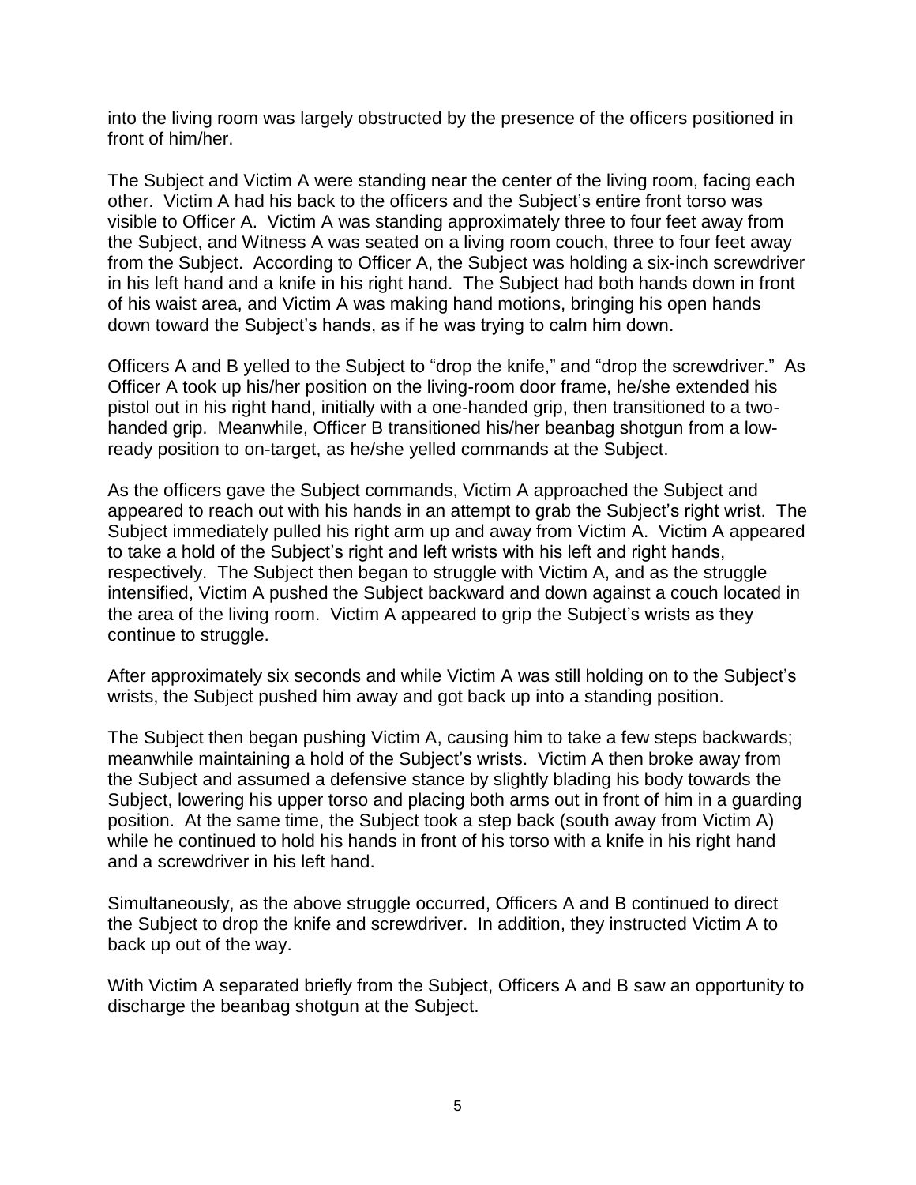into the living room was largely obstructed by the presence of the officers positioned in front of him/her.

The Subject and Victim A were standing near the center of the living room, facing each other. Victim A had his back to the officers and the Subject's entire front torso was visible to Officer A. Victim A was standing approximately three to four feet away from the Subject, and Witness A was seated on a living room couch, three to four feet away from the Subject. According to Officer A, the Subject was holding a six-inch screwdriver in his left hand and a knife in his right hand. The Subject had both hands down in front of his waist area, and Victim A was making hand motions, bringing his open hands down toward the Subject's hands, as if he was trying to calm him down.

Officers A and B yelled to the Subject to "drop the knife," and "drop the screwdriver." As Officer A took up his/her position on the living-room door frame, he/she extended his pistol out in his right hand, initially with a one-handed grip, then transitioned to a two-handed grip. Meanwhile, Officer B transitioned his/her beanbag shotgun from a low-ready position to on-target, as he/she yelled commands at the Subject.

As the officers gave the Subject commands, Victim A approached the Subject and appeared to reach out with his hands in an attempt to grab the Subject's right wrist. The Subject immediately pulled his right arm up and away from Victim A. Victim A appeared to take a hold of the Subject's right and left wrists with his left and right hands, respectively. The Subject then began to struggle with Victim A, and as the struggle intensified, Victim A pushed the Subject backward and down against a couch located in the area of the living room. Victim A appeared to grip the Subject's wrists as they continue to struggle.

After approximately six seconds and while Victim A was still holding on to the Subject's wrists, the Subject pushed him away and got back up into a standing position.

The Subject then began pushing Victim A, causing him to take a few steps backwards; meanwhile maintaining a hold of the Subject's wrists. Victim A then broke away from the Subject and assumed a defensive stance by slightly blading his body towards the Subject, lowering his upper torso and placing both arms out in front of him in a guarding position. At the same time, the Subject took a step back (south away from Victim A) while he continued to hold his hands in front of his torso with a knife in his right hand and a screwdriver in his left hand.

Simultaneously, as the above struggle occurred, Officers A and B continued to direct the Subject to drop the knife and screwdriver. In addition, they instructed Victim A to back up out of the way.

With Victim A separated briefly from the Subject, Officers A and B saw an opportunity to discharge the beanbag shotgun at the Subject.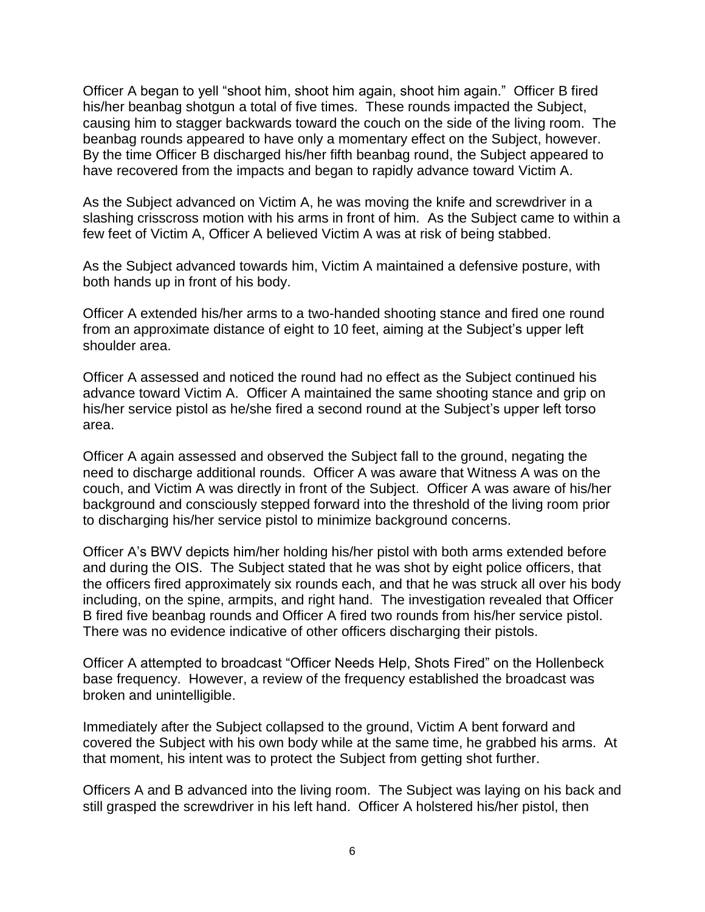Officer A began to yell "shoot him, shoot him again, shoot him again." Officer B fired his/her beanbag shotgun a total of five times. These rounds impacted the Subject, causing him to stagger backwards toward the couch on the side of the living room. The beanbag rounds appeared to have only a momentary effect on the Subject, however. By the time Officer B discharged his/her fifth beanbag round, the Subject appeared to have recovered from the impacts and began to rapidly advance toward Victim A.

As the Subject advanced on Victim A, he was moving the knife and screwdriver in a slashing crisscross motion with his arms in front of him. As the Subject came to within a few feet of Victim A, Officer A believed Victim A was at risk of being stabbed.

As the Subject advanced towards him, Victim A maintained a defensive posture, with both hands up in front of his body.

Officer A extended his/her arms to a two-handed shooting stance and fired one round from an approximate distance of eight to 10 feet, aiming at the Subject's upper left shoulder area.

Officer A assessed and noticed the round had no effect as the Subject continued his advance toward Victim A. Officer A maintained the same shooting stance and grip on his/her service pistol as he/she fired a second round at the Subject's upper left torso area.

Officer A again assessed and observed the Subject fall to the ground, negating the need to discharge additional rounds. Officer A was aware that Witness A was on the couch, and Victim A was directly in front of the Subject. Officer A was aware of his/her background and consciously stepped forward into the threshold of the living room prior to discharging his/her service pistol to minimize background concerns.

Officer A's BWV depicts him/her holding his/her pistol with both arms extended before and during the OIS. The Subject stated that he was shot by eight police officers, that the officers fired approximately six rounds each, and that he was struck all over his body including, on the spine, armpits, and right hand. The investigation revealed that Officer B fired five beanbag rounds and Officer A fired two rounds from his/her service pistol. There was no evidence indicative of other officers discharging their pistols.

Officer A attempted to broadcast "Officer Needs Help, Shots Fired" on the Hollenbeck base frequency. However, a review of the frequency established the broadcast was broken and unintelligible.

Immediately after the Subject collapsed to the ground, Victim A bent forward and covered the Subject with his own body while at the same time, he grabbed his arms. At that moment, his intent was to protect the Subject from getting shot further.

Officers A and B advanced into the living room. The Subject was laying on his back and still grasped the screwdriver in his left hand. Officer A holstered his/her pistol, then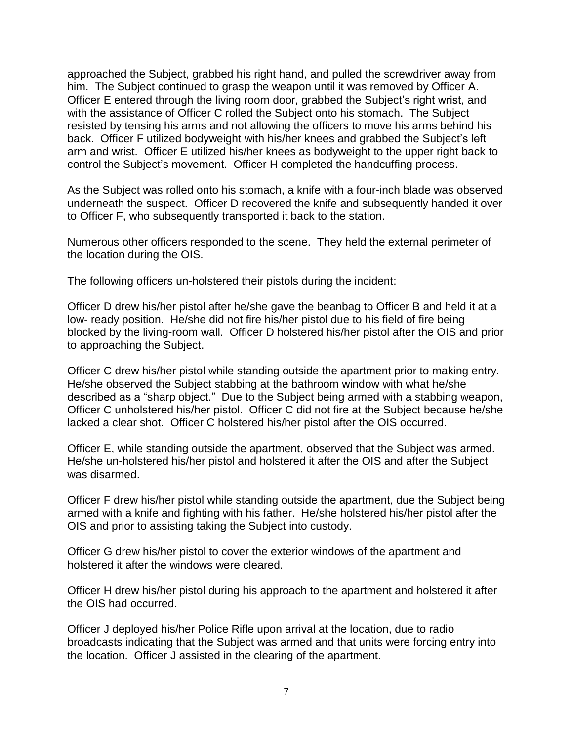approached the Subject, grabbed his right hand, and pulled the screwdriver away from him. The Subject continued to grasp the weapon until it was removed by Officer A. Officer E entered through the living room door, grabbed the Subject's right wrist, and with the assistance of Officer C rolled the Subject onto his stomach. The Subject resisted by tensing his arms and not allowing the officers to move his arms behind his back. Officer F utilized bodyweight with his/her knees and grabbed the Subject's left arm and wrist. Officer E utilized his/her knees as bodyweight to the upper right back to control the Subject's movement. Officer H completed the handcuffing process.

As the Subject was rolled onto his stomach, a knife with a four-inch blade was observed underneath the suspect. Officer D recovered the knife and subsequently handed it over to Officer F, who subsequently transported it back to the station.

Numerous other officers responded to the scene. They held the external perimeter of the location during the OIS.

The following officers un-holstered their pistols during the incident:

Officer D drew his/her pistol after he/she gave the beanbag to Officer B and held it at a low- ready position. He/she did not fire his/her pistol due to his field of fire being blocked by the living-room wall. Officer D holstered his/her pistol after the OIS and prior to approaching the Subject.

Officer C drew his/her pistol while standing outside the apartment prior to making entry. He/she observed the Subject stabbing at the bathroom window with what he/she described as a "sharp object." Due to the Subject being armed with a stabbing weapon, Officer C unholstered his/her pistol. Officer C did not fire at the Subject because he/she lacked a clear shot. Officer C holstered his/her pistol after the OIS occurred.

Officer E, while standing outside the apartment, observed that the Subject was armed. He/she un-holstered his/her pistol and holstered it after the OIS and after the Subject was disarmed.

Officer F drew his/her pistol while standing outside the apartment, due the Subject being armed with a knife and fighting with his father. He/she holstered his/her pistol after the OIS and prior to assisting taking the Subject into custody.

Officer G drew his/her pistol to cover the exterior windows of the apartment and holstered it after the windows were cleared.

Officer H drew his/her pistol during his approach to the apartment and holstered it after the OIS had occurred.

Officer J deployed his/her Police Rifle upon arrival at the location, due to radio broadcasts indicating that the Subject was armed and that units were forcing entry into the location. Officer J assisted in the clearing of the apartment.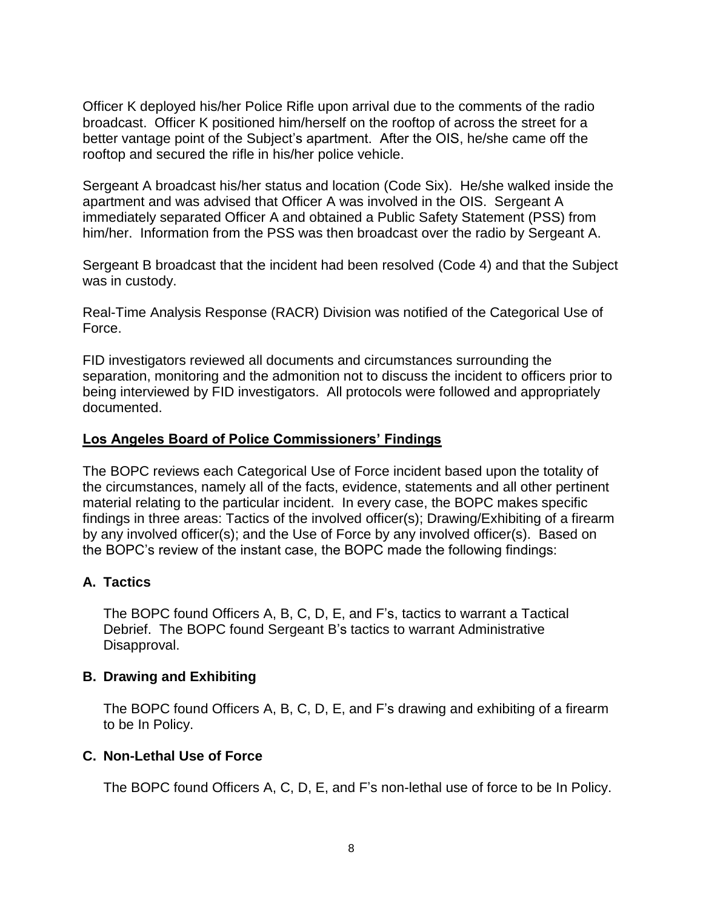Officer K deployed his/her Police Rifle upon arrival due to the comments of the radio broadcast. Officer K positioned him/herself on the rooftop of across the street for a better vantage point of the Subject's apartment. After the OIS, he/she came off the rooftop and secured the rifle in his/her police vehicle.

Sergeant A broadcast his/her status and location (Code Six). He/she walked inside the apartment and was advised that Officer A was involved in the OIS. Sergeant A immediately separated Officer A and obtained a Public Safety Statement (PSS) from him/her. Information from the PSS was then broadcast over the radio by Sergeant A.

Sergeant B broadcast that the incident had been resolved (Code 4) and that the Subject was in custody.

Real-Time Analysis Response (RACR) Division was notified of the Categorical Use of Force.

FID investigators reviewed all documents and circumstances surrounding the separation, monitoring and the admonition not to discuss the incident to officers prior to being interviewed by FID investigators. All protocols were followed and appropriately documented.

## Los Angeles Board of Police Commissioners' Findings

The BOPC reviews each Categorical Use of Force incident based upon the totality of the circumstances, namely all of the facts, evidence, statements and all other pertinent material relating to the particular incident. In every case, the BOPC makes specific findings in three areas: Tactics of the involved officer(s); Drawing/Exhibiting of a firearm by any involved officer(s); and the Use of Force by any involved officer(s). Based on the BOPC's review of the instant case, the BOPC made the following findings:

### A. Tactics

The BOPC found Officers A, B, C, D, E, and F's, tactics to warrant a Tactical Debrief. The BOPC found Sergeant B's tactics to warrant Administrative Disapproval.

### B. Drawing and Exhibiting

The BOPC found Officers A, B, C, D, E, and F's drawing and exhibiting of a firearm to be In Policy.

### C. Non-Lethal Use of Force

The BOPC found Officers A, C, D, E, and F's non-lethal use of force to be In Policy.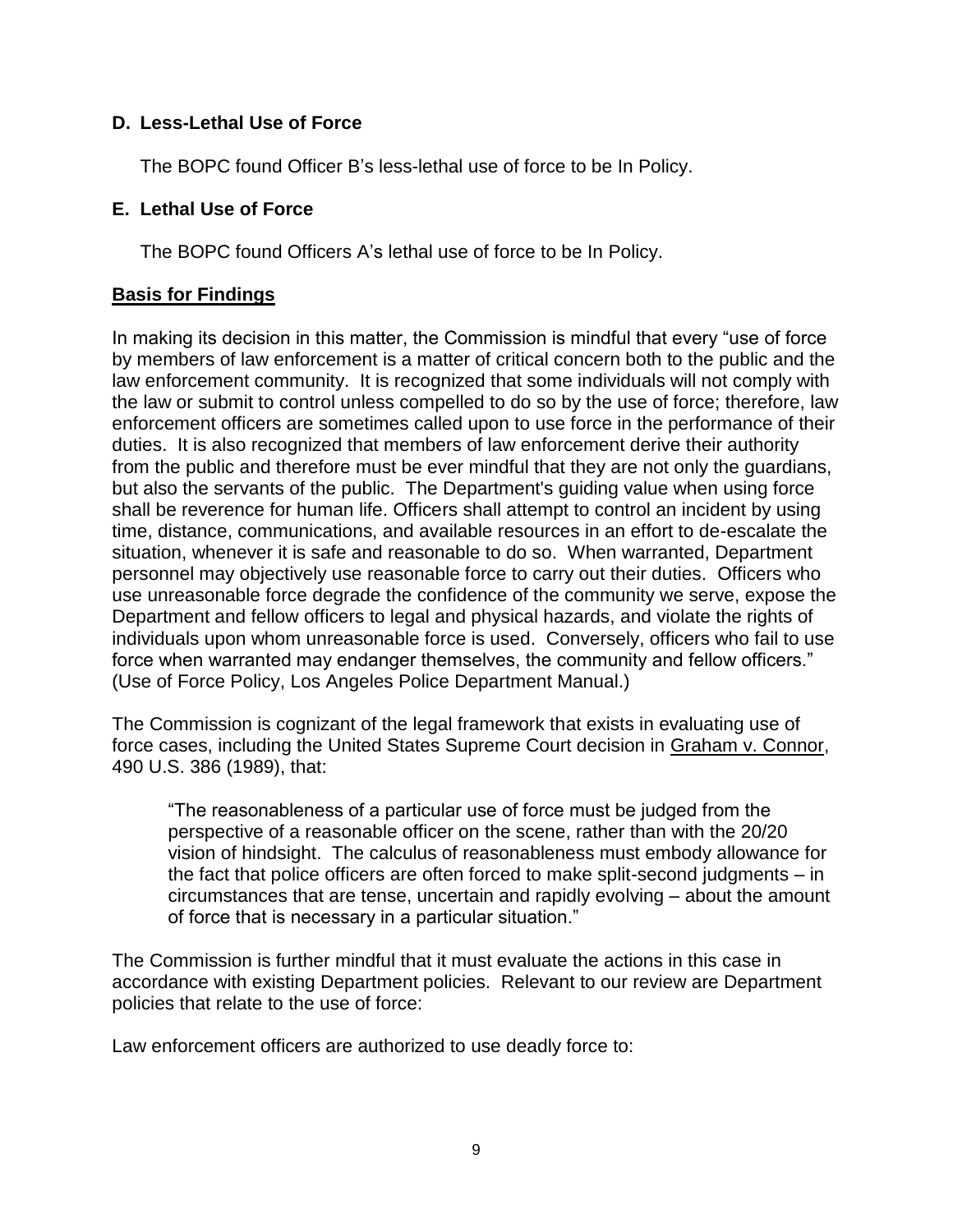### D. Less-Lethal Use of Force

The BOPC found Officer B's less-lethal use of force to be In Policy.

### E. Lethal Use of Force

The BOPC found Officers A's lethal use of force to be In Policy.

## <u>Basis for Findings</u>

In making its decision in this matter, the Commission is mindful that every "use of force by members of law enforcement is a matter of critical concern both to the public and the law enforcement community. It is recognized that some individuals will not comply with the law or submit to control unless compelled to do so by the use of force; therefore, law enforcement officers are sometimes called upon to use force in the performance of their duties. It is also recognized that members of law enforcement derive their authority from the public and therefore must be ever mindful that they are not only the guardians, but also the servants of the public. The Department's guiding value when using force shall be reverence for human life. Officers shall attempt to control an incident by using time, distance, communications, and available resources in an effort to de-escalate the situation, whenever it is safe and reasonable to do so. When warranted, Department personnel may objectively use reasonable force to carry out their duties. Officers who use unreasonable force degrade the confidence of the community we serve, expose the Department and fellow officers to legal and physical hazards, and violate the rights of individuals upon whom unreasonable force is used. Conversely, officers who fail to use force when warranted may endanger themselves, the community and fellow officers." (Use of Force Policy, Los Angeles Police Department Manual.)

The Commission is cognizant of the legal framework that exists in evaluating use of force cases, including the United States Supreme Court decision in <u>Graham v. Connor</u>, 490 U.S. 386 (1989), that:

> "The reasonableness of a particular use of force must be judged from the perspective of a reasonable officer on the scene, rather than with the 20/20 vision of hindsight. The calculus of reasonableness must embody allowance for the fact that police officers are often forced to make split-second judgments – in circumstances that are tense, uncertain and rapidly evolving – about the amount of force that is necessary in a particular situation."

The Commission is further mindful that it must evaluate the actions in this case in accordance with existing Department policies. Relevant to our review are Department policies that relate to the use of force:

Law enforcement officers are authorized to use deadly force to: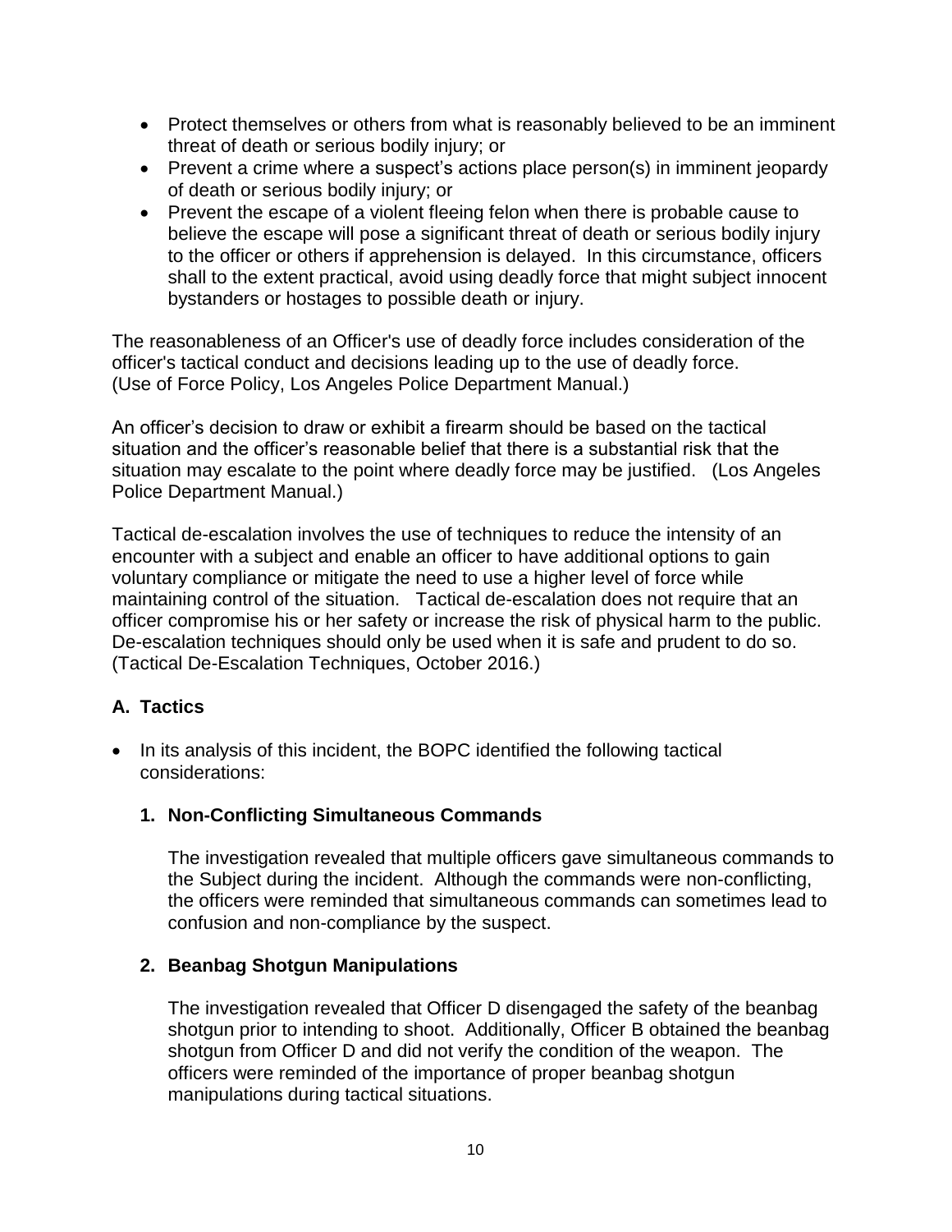- Protect themselves or others from what is reasonably believed to be an imminent threat of death or serious bodily injury; or
- Prevent a crime where a suspect's actions place person(s) in imminent jeopardy of death or serious bodily injury; or
- Prevent the escape of a violent fleeing felon when there is probable cause to believe the escape will pose a significant threat of death or serious bodily injury to the officer or others if apprehension is delayed. In this circumstance, officers shall to the extent practical, avoid using deadly force that might subject innocent bystanders or hostages to possible death or injury.

The reasonableness of an Officer's use of deadly force includes consideration of the officer's tactical conduct and decisions leading up to the use of deadly force. (Use of Force Policy, Los Angeles Police Department Manual.)

An officer's decision to draw or exhibit a firearm should be based on the tactical situation and the officer's reasonable belief that there is a substantial risk that the situation may escalate to the point where deadly force may be justified. (Los Angeles Police Department Manual.)

Tactical de-escalation involves the use of techniques to reduce the intensity of an encounter with a subject and enable an officer to have additional options to gain voluntary compliance or mitigate the need to use a higher level of force while maintaining control of the situation. Tactical de-escalation does not require that an officer compromise his or her safety or increase the risk of physical harm to the public. De-escalation techniques should only be used when it is safe and prudent to do so. (Tactical De-Escalation Techniques, October 2016.)

## A. Tactics

- In its analysis of this incident, the BOPC identified the following tactical considerations:

### 1. Non-Conflicting Simultaneous Commands

The investigation revealed that multiple officers gave simultaneous commands to the Subject during the incident. Although the commands were non-conflicting, the officers were reminded that simultaneous commands can sometimes lead to confusion and non-compliance by the suspect.

### 2. Beanbag Shotgun Manipulations

The investigation revealed that Officer D disengaged the safety of the beanbag shotgun prior to intending to shoot. Additionally, Officer B obtained the beanbag shotgun from Officer D and did not verify the condition of the weapon. The officers were reminded of the importance of proper beanbag shotgun manipulations during tactical situations.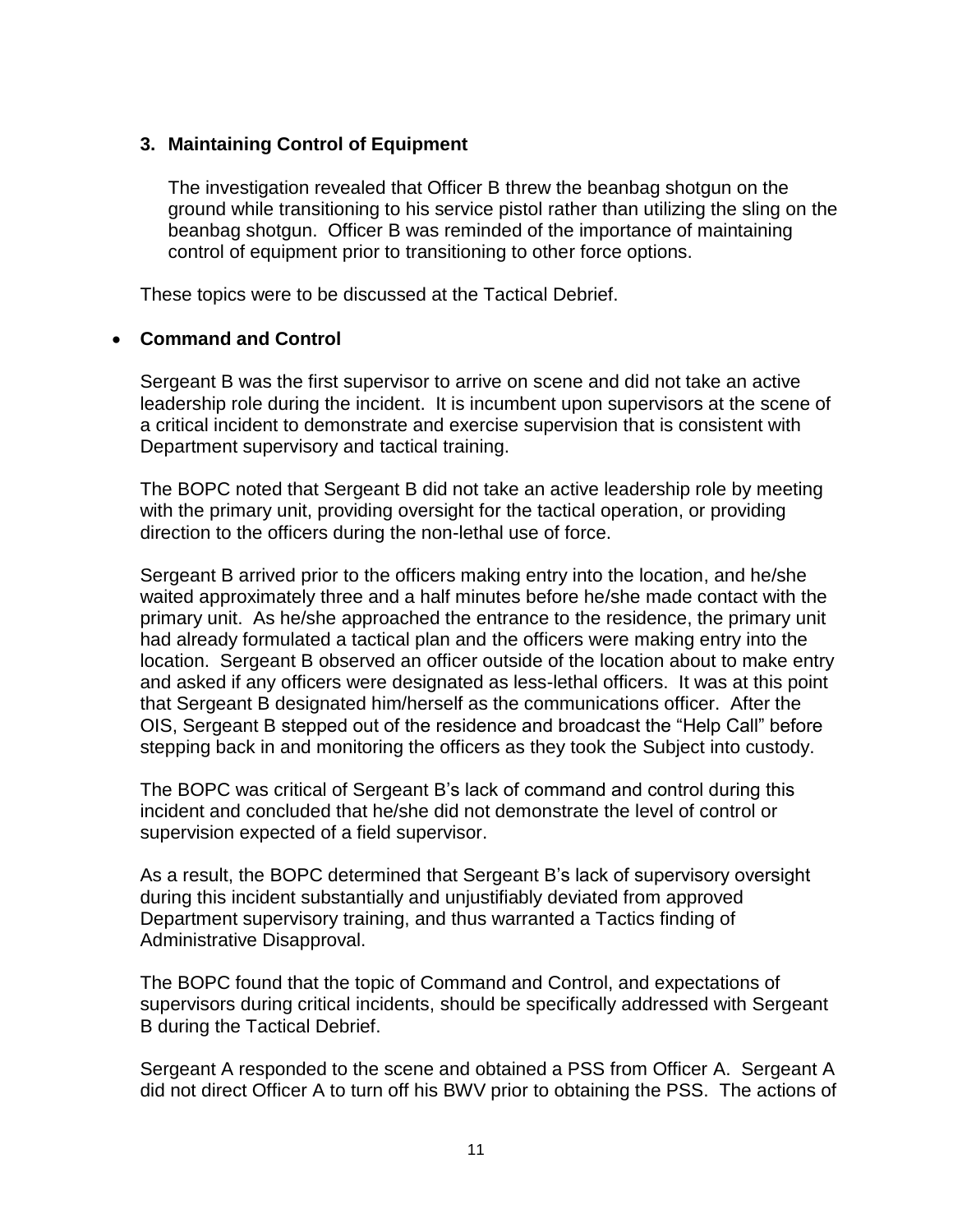3. **Maintaining Control of Equipment**

   The investigation revealed that Officer B threw the beanbag shotgun on the ground while transitioning to his service pistol rather than utilizing the sling on the beanbag shotgun. Officer B was reminded of the importance of maintaining control of equipment prior to transitioning to other force options.

These topics were to be discussed at the Tactical Debrief.

- **Command and Control**

  Sergeant B was the first supervisor to arrive on scene and did not take an active leadership role during the incident. It is incumbent upon supervisors at the scene of a critical incident to demonstrate and exercise supervision that is consistent with Department supervisory and tactical training.

  The BOPC noted that Sergeant B did not take an active leadership role by meeting with the primary unit, providing oversight for the tactical operation, or providing direction to the officers during the non-lethal use of force.

  Sergeant B arrived prior to the officers making entry into the location, and he/she waited approximately three and a half minutes before he/she made contact with the primary unit. As he/she approached the entrance to the residence, the primary unit had already formulated a tactical plan and the officers were making entry into the location. Sergeant B observed an officer outside of the location about to make entry and asked if any officers were designated as less-lethal officers. It was at this point that Sergeant B designated him/herself as the communications officer. After the OIS, Sergeant B stepped out of the residence and broadcast the "Help Call" before stepping back in and monitoring the officers as they took the Subject into custody.

  The BOPC was critical of Sergeant B's lack of command and control during this incident and concluded that he/she did not demonstrate the level of control or supervision expected of a field supervisor.

  As a result, the BOPC determined that Sergeant B's lack of supervisory oversight during this incident substantially and unjustifiably deviated from approved Department supervisory training, and thus warranted a Tactics finding of Administrative Disapproval.

  The BOPC found that the topic of Command and Control, and expectations of supervisors during critical incidents, should be specifically addressed with Sergeant B during the Tactical Debrief.

  Sergeant A responded to the scene and obtained a PSS from Officer A. Sergeant A did not direct Officer A to turn off his BWV prior to obtaining the PSS. The actions of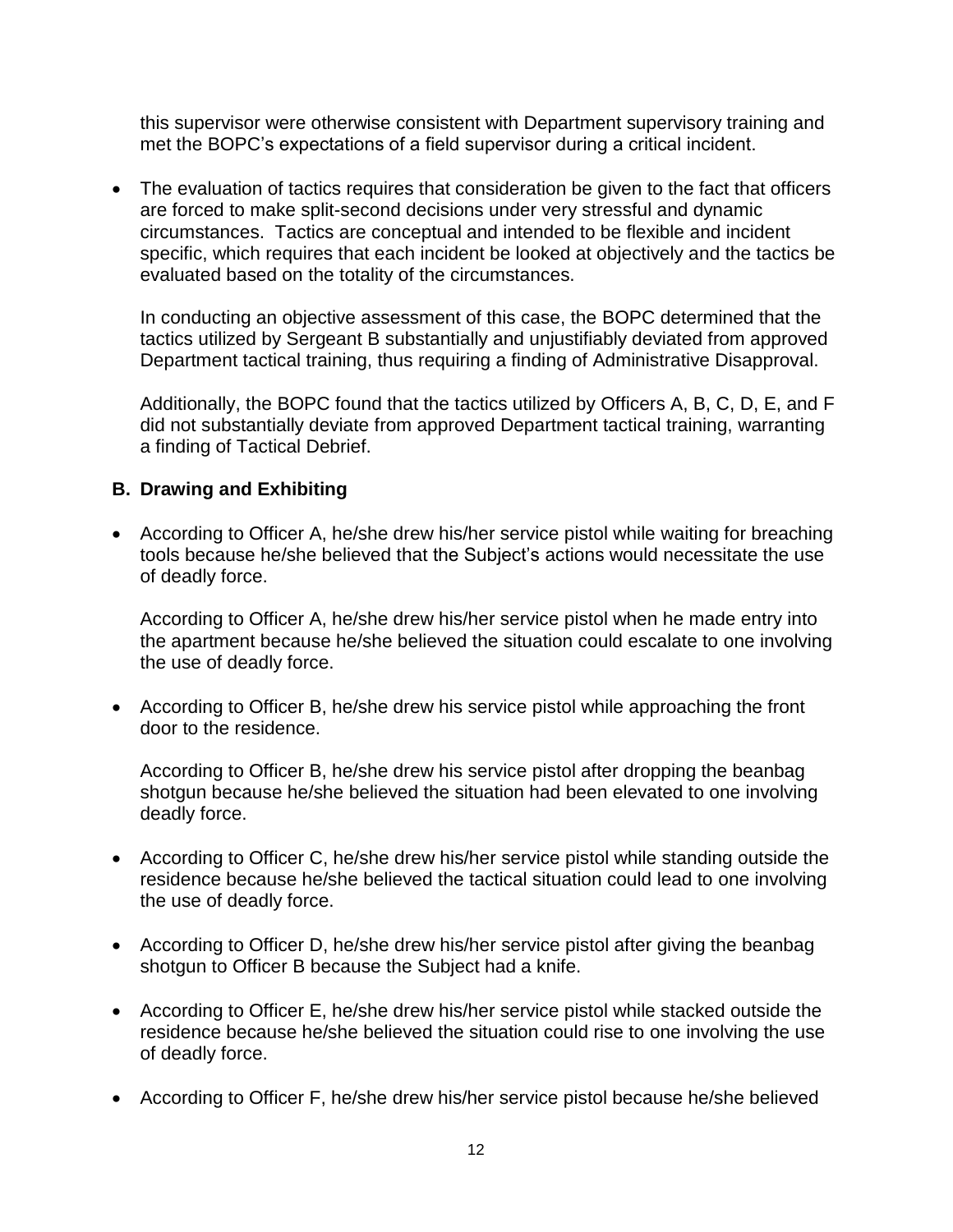this supervisor were otherwise consistent with Department supervisory training and met the BOPC's expectations of a field supervisor during a critical incident.

- The evaluation of tactics requires that consideration be given to the fact that officers are forced to make split-second decisions under very stressful and dynamic circumstances. Tactics are conceptual and intended to be flexible and incident specific, which requires that each incident be looked at objectively and the tactics be evaluated based on the totality of the circumstances.

  In conducting an objective assessment of this case, the BOPC determined that the tactics utilized by Sergeant B substantially and unjustifiably deviated from approved Department tactical training, thus requiring a finding of Administrative Disapproval.

  Additionally, the BOPC found that the tactics utilized by Officers A, B, C, D, E, and F did not substantially deviate from approved Department tactical training, warranting a finding of Tactical Debrief.

### B. Drawing and Exhibiting

- According to Officer A, he/she drew his/her service pistol while waiting for breaching tools because he/she believed that the Subject's actions would necessitate the use of deadly force.

  According to Officer A, he/she drew his/her service pistol when he made entry into the apartment because he/she believed the situation could escalate to one involving the use of deadly force.

- According to Officer B, he/she drew his service pistol while approaching the front door to the residence.

  According to Officer B, he/she drew his service pistol after dropping the beanbag shotgun because he/she believed the situation had been elevated to one involving deadly force.

- According to Officer C, he/she drew his/her service pistol while standing outside the residence because he/she believed the tactical situation could lead to one involving the use of deadly force.

- According to Officer D, he/she drew his/her service pistol after giving the beanbag shotgun to Officer B because the Subject had a knife.

- According to Officer E, he/she drew his/her service pistol while stacked outside the residence because he/she believed the situation could rise to one involving the use of deadly force.

- According to Officer F, he/she drew his/her service pistol because he/she believed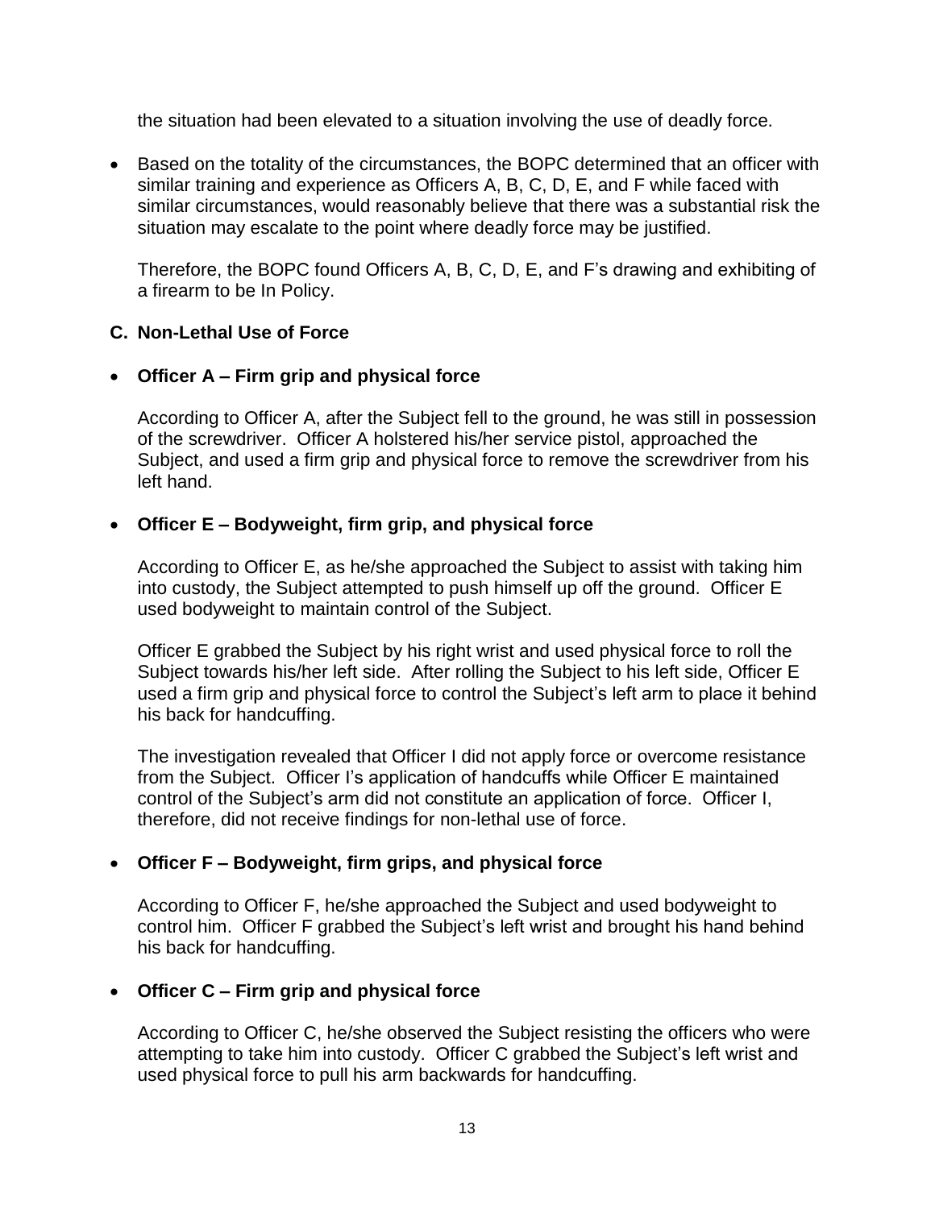the situation had been elevated to a situation involving the use of deadly force.

- Based on the totality of the circumstances, the BOPC determined that an officer with similar training and experience as Officers A, B, C, D, E, and F while faced with similar circumstances, would reasonably believe that there was a substantial risk the situation may escalate to the point where deadly force may be justified.

  Therefore, the BOPC found Officers A, B, C, D, E, and F's drawing and exhibiting of a firearm to be In Policy.

### C. Non-Lethal Use of Force

- **Officer A – Firm grip and physical force**

  According to Officer A, after the Subject fell to the ground, he was still in possession of the screwdriver. Officer A holstered his/her service pistol, approached the Subject, and used a firm grip and physical force to remove the screwdriver from his left hand.

- **Officer E – Bodyweight, firm grip, and physical force**

  According to Officer E, as he/she approached the Subject to assist with taking him into custody, the Subject attempted to push himself up off the ground. Officer E used bodyweight to maintain control of the Subject.

  Officer E grabbed the Subject by his right wrist and used physical force to roll the Subject towards his/her left side. After rolling the Subject to his left side, Officer E used a firm grip and physical force to control the Subject's left arm to place it behind his back for handcuffing.

  The investigation revealed that Officer I did not apply force or overcome resistance from the Subject. Officer I's application of handcuffs while Officer E maintained control of the Subject's arm did not constitute an application of force. Officer I, therefore, did not receive findings for non-lethal use of force.

- **Officer F – Bodyweight, firm grips, and physical force**

  According to Officer F, he/she approached the Subject and used bodyweight to control him. Officer F grabbed the Subject's left wrist and brought his hand behind his back for handcuffing.

- **Officer C – Firm grip and physical force**

  According to Officer C, he/she observed the Subject resisting the officers who were attempting to take him into custody. Officer C grabbed the Subject's left wrist and used physical force to pull his arm backwards for handcuffing.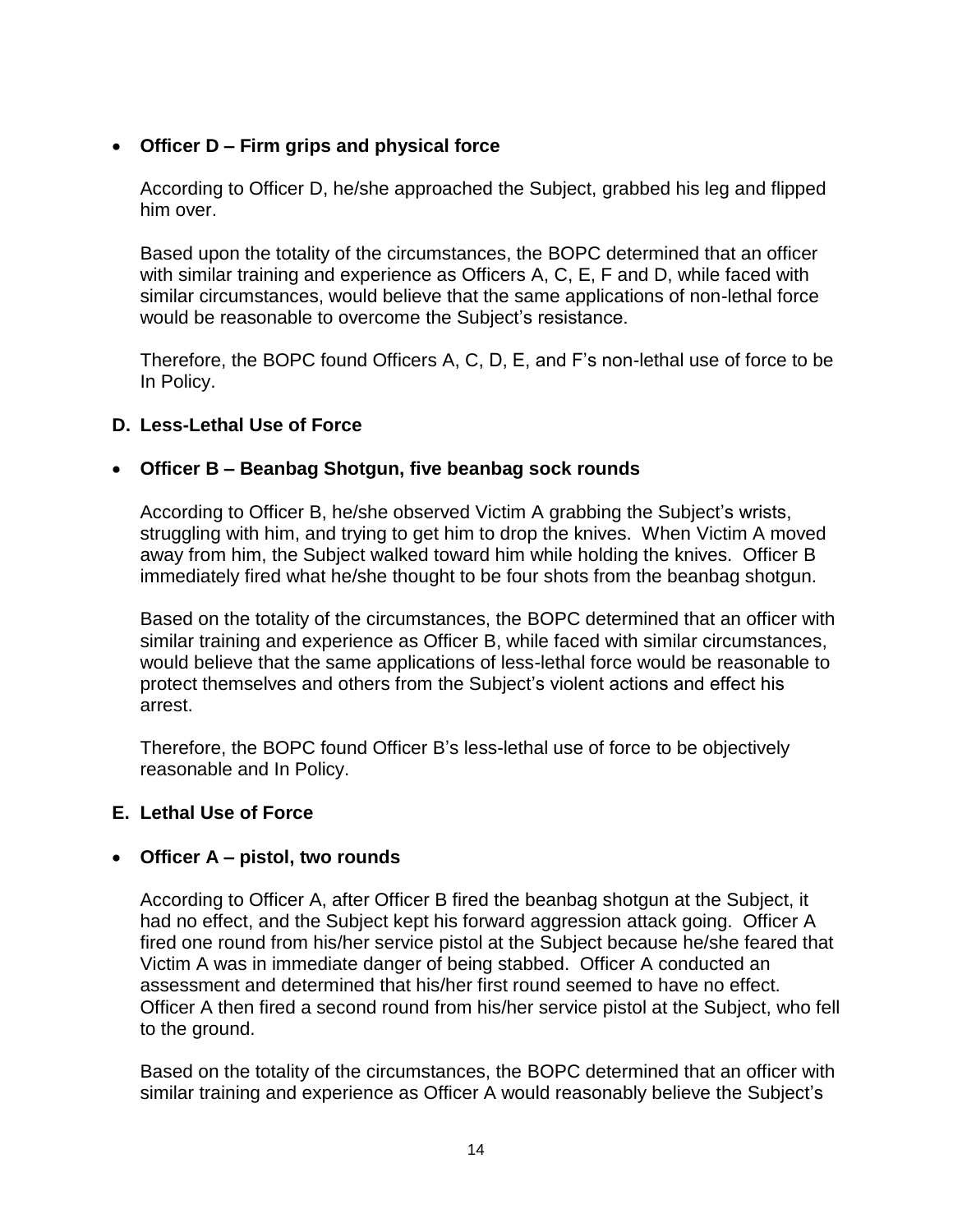- **Officer D – Firm grips and physical force**

  According to Officer D, he/she approached the Subject, grabbed his leg and flipped him over.

  Based upon the totality of the circumstances, the BOPC determined that an officer with similar training and experience as Officers A, C, E, F and D, while faced with similar circumstances, would believe that the same applications of non-lethal force would be reasonable to overcome the Subject's resistance.

  Therefore, the BOPC found Officers A, C, D, E, and F's non-lethal use of force to be In Policy.

### D. Less-Lethal Use of Force

- **Officer B – Beanbag Shotgun, five beanbag sock rounds**

  According to Officer B, he/she observed Victim A grabbing the Subject's wrists, struggling with him, and trying to get him to drop the knives. When Victim A moved away from him, the Subject walked toward him while holding the knives. Officer B immediately fired what he/she thought to be four shots from the beanbag shotgun.

  Based on the totality of the circumstances, the BOPC determined that an officer with similar training and experience as Officer B, while faced with similar circumstances, would believe that the same applications of less-lethal force would be reasonable to protect themselves and others from the Subject's violent actions and effect his arrest.

  Therefore, the BOPC found Officer B's less-lethal use of force to be objectively reasonable and In Policy.

### E. Lethal Use of Force

- **Officer A – pistol, two rounds**

  According to Officer A, after Officer B fired the beanbag shotgun at the Subject, it had no effect, and the Subject kept his forward aggression attack going. Officer A fired one round from his/her service pistol at the Subject because he/she feared that Victim A was in immediate danger of being stabbed. Officer A conducted an assessment and determined that his/her first round seemed to have no effect. Officer A then fired a second round from his/her service pistol at the Subject, who fell to the ground.

  Based on the totality of the circumstances, the BOPC determined that an officer with similar training and experience as Officer A would reasonably believe the Subject's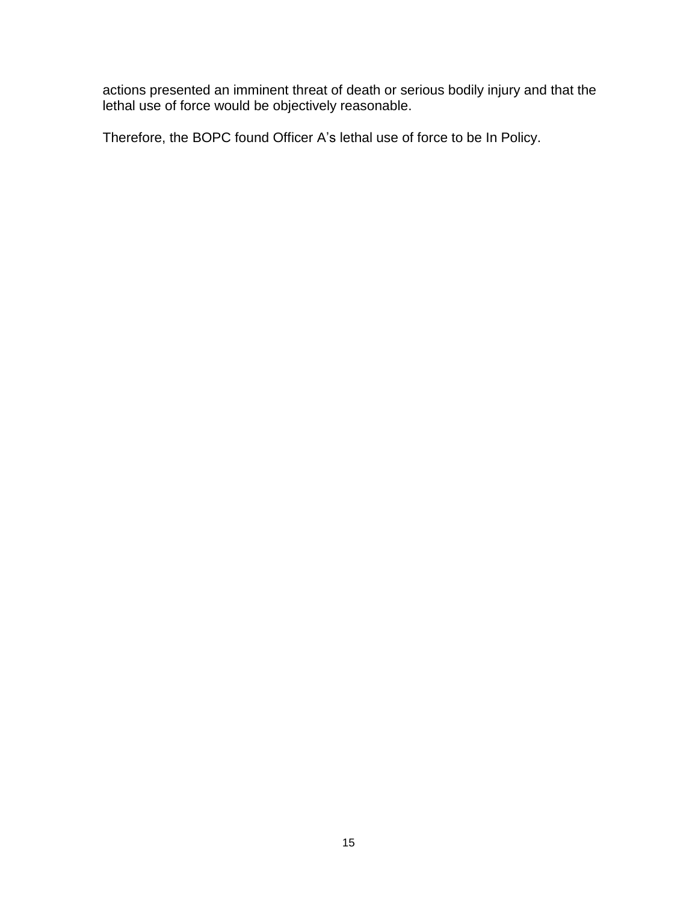actions presented an imminent threat of death or serious bodily injury and that the lethal use of force would be objectively reasonable.

Therefore, the BOPC found Officer A’s lethal use of force to be In Policy.